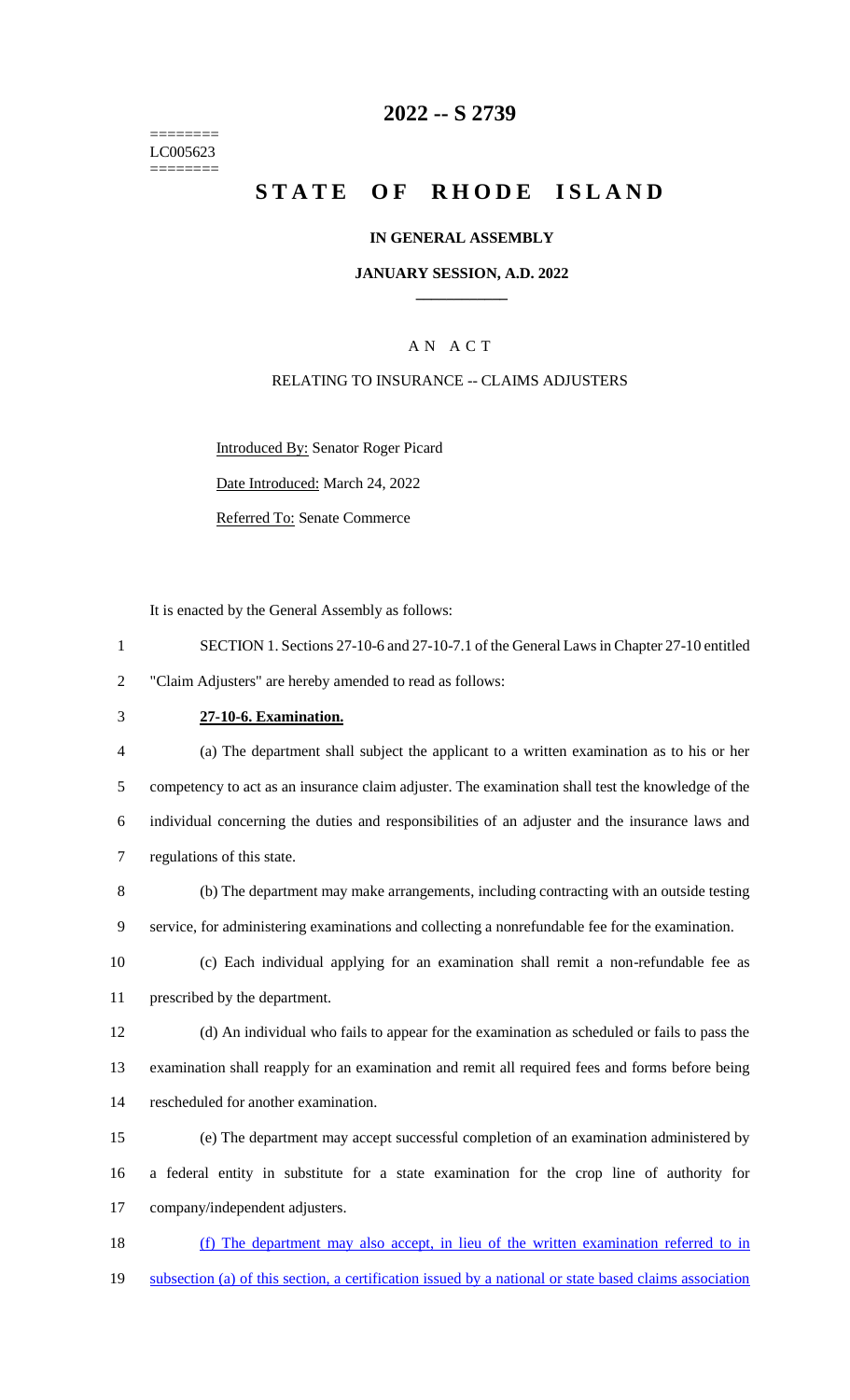========
LC005623
========

# 2022 -- S 2739

# STATE OF RHODE ISLAND

## IN GENERAL ASSEMBLY

### JANUARY SESSION, A.D. 2022

### A N A C T

RELATING TO INSURANCE -- CLAIMS ADJUSTERS

Introduced By: Senator Roger Picard

Date Introduced: March 24, 2022

Referred To: Senate Commerce

It is enacted by the General Assembly as follows:

1 SECTION 1. Sections 27-10-6 and 27-10-7.1 of the General Laws in Chapter 27-10 entitled
2 "Claim Adjusters" are hereby amended to read as follows:

3 **27-10-6. Examination.**

4 (a) The department shall subject the applicant to a written examination as to his or her
5 competency to act as an insurance claim adjuster. The examination shall test the knowledge of the
6 individual concerning the duties and responsibilities of an adjuster and the insurance laws and
7 regulations of this state.

8 (b) The department may make arrangements, including contracting with an outside testing
9 service, for administering examinations and collecting a nonrefundable fee for the examination.

10 (c) Each individual applying for an examination shall remit a non-refundable fee as
11 prescribed by the department.

12 (d) An individual who fails to appear for the examination as scheduled or fails to pass the
13 examination shall reapply for an examination and remit all required fees and forms before being
14 rescheduled for another examination.

15 (e) The department may accept successful completion of an examination administered by
16 a federal entity in substitute for a state examination for the crop line of authority for
17 company/independent adjusters.

18 <u>(f) The department may also accept, in lieu of the written examination referred to in</u>
19 <u>subsection (a) of this section, a certification issued by a national or state based claims association</u>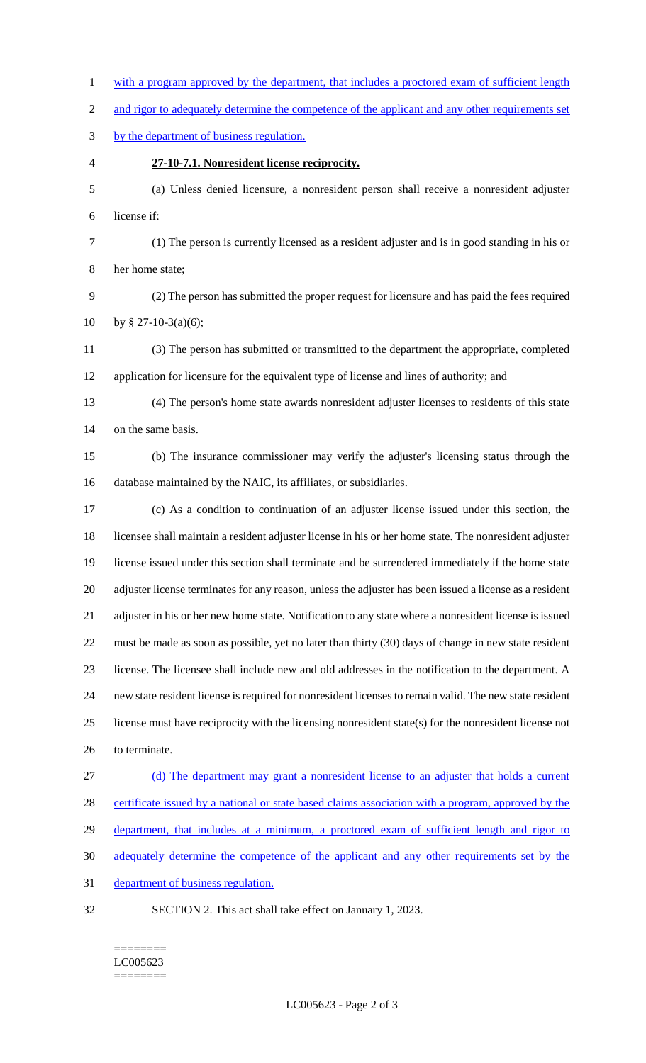with a program approved by the department, that includes a proctored exam of sufficient length and rigor to adequately determine the competence of the applicant and any other requirements set by the department of business regulation.

**27-10-7.1. Nonresident license reciprocity.**

(a) Unless denied licensure, a nonresident person shall receive a nonresident adjuster license if:

(1) The person is currently licensed as a resident adjuster and is in good standing in his or her home state;

(2) The person has submitted the proper request for licensure and has paid the fees required by § 27-10-3(a)(6);

(3) The person has submitted or transmitted to the department the appropriate, completed application for licensure for the equivalent type of license and lines of authority; and

(4) The person's home state awards nonresident adjuster licenses to residents of this state on the same basis.

(b) The insurance commissioner may verify the adjuster's licensing status through the database maintained by the NAIC, its affiliates, or subsidiaries.

(c) As a condition to continuation of an adjuster license issued under this section, the licensee shall maintain a resident adjuster license in his or her home state. The nonresident adjuster license issued under this section shall terminate and be surrendered immediately if the home state adjuster license terminates for any reason, unless the adjuster has been issued a license as a resident adjuster in his or her new home state. Notification to any state where a nonresident license is issued must be made as soon as possible, yet no later than thirty (30) days of change in new state resident license. The licensee shall include new and old addresses in the notification to the department. A new state resident license is required for nonresident licenses to remain valid. The new state resident license must have reciprocity with the licensing nonresident state(s) for the nonresident license not to terminate.

(d) The department may grant a nonresident license to an adjuster that holds a current certificate issued by a national or state based claims association with a program, approved by the department, that includes at a minimum, a proctored exam of sufficient length and rigor to adequately determine the competence of the applicant and any other requirements set by the department of business regulation.

SECTION 2. This act shall take effect on January 1, 2023.

========
LC005623
========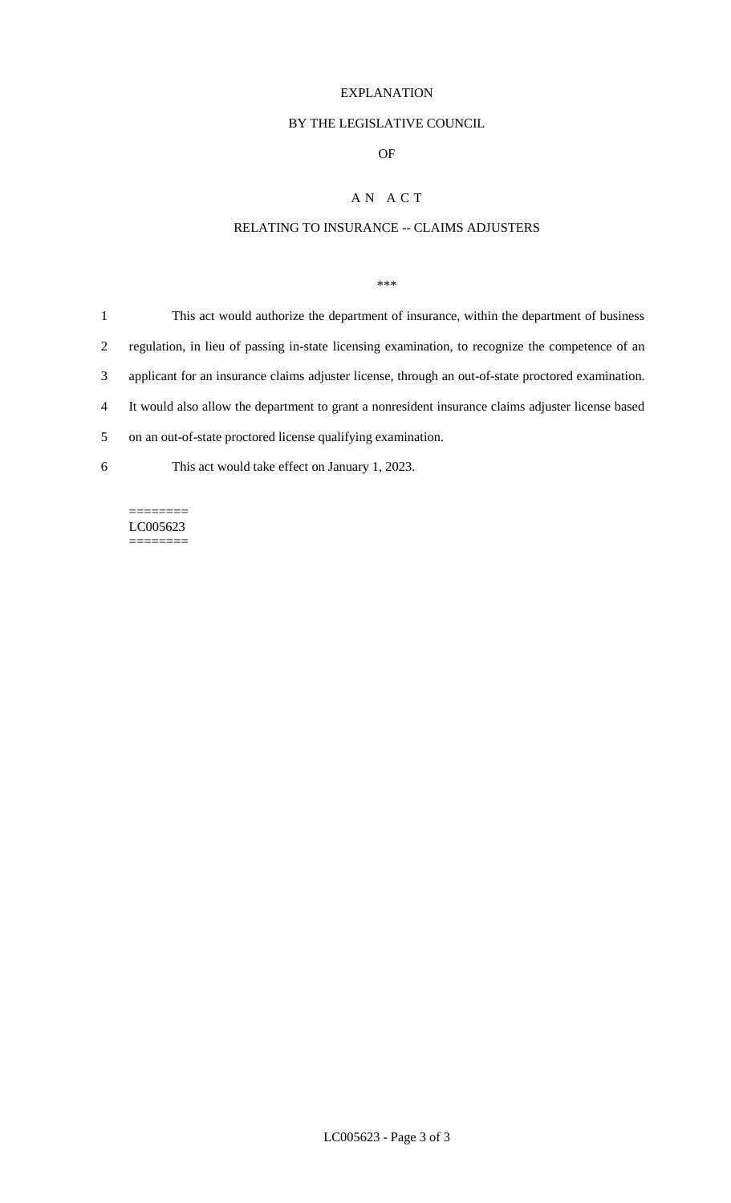EXPLANATION

BY THE LEGISLATIVE COUNCIL

OF

A N A C T

RELATING TO INSURANCE -- CLAIMS ADJUSTERS

\*\*\*

This act would authorize the department of insurance, within the department of business regulation, in lieu of passing in-state licensing examination, to recognize the competence of an applicant for an insurance claims adjuster license, through an out-of-state proctored examination. It would also allow the department to grant a nonresident insurance claims adjuster license based on an out-of-state proctored license qualifying examination.

This act would take effect on January 1, 2023.

========
LC005623
========